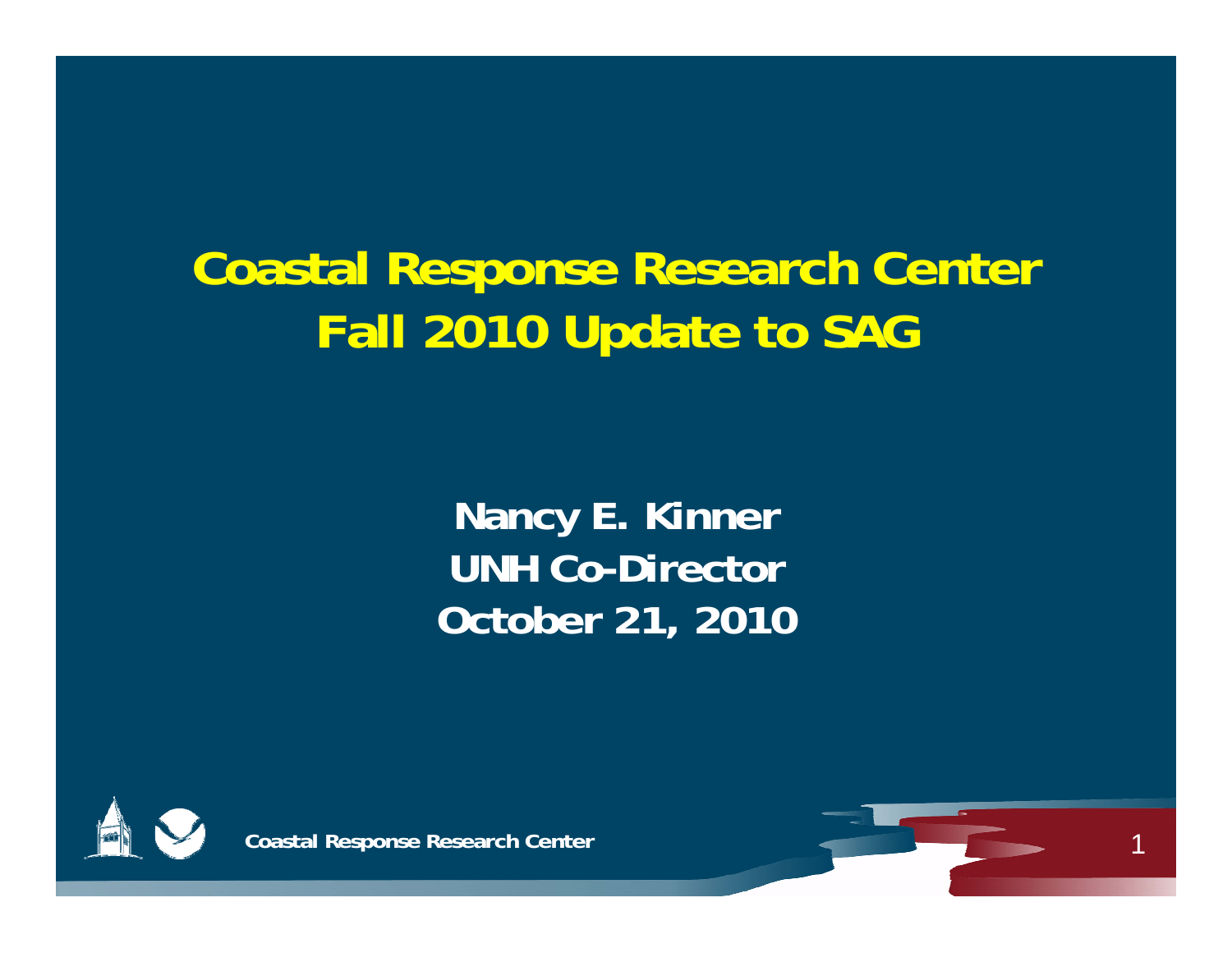# Coastal Response Research Center
# Fall 2010 Update to SAG

**Nancy E. Kinner**
**UNH Co-Director**
**October 21, 2010**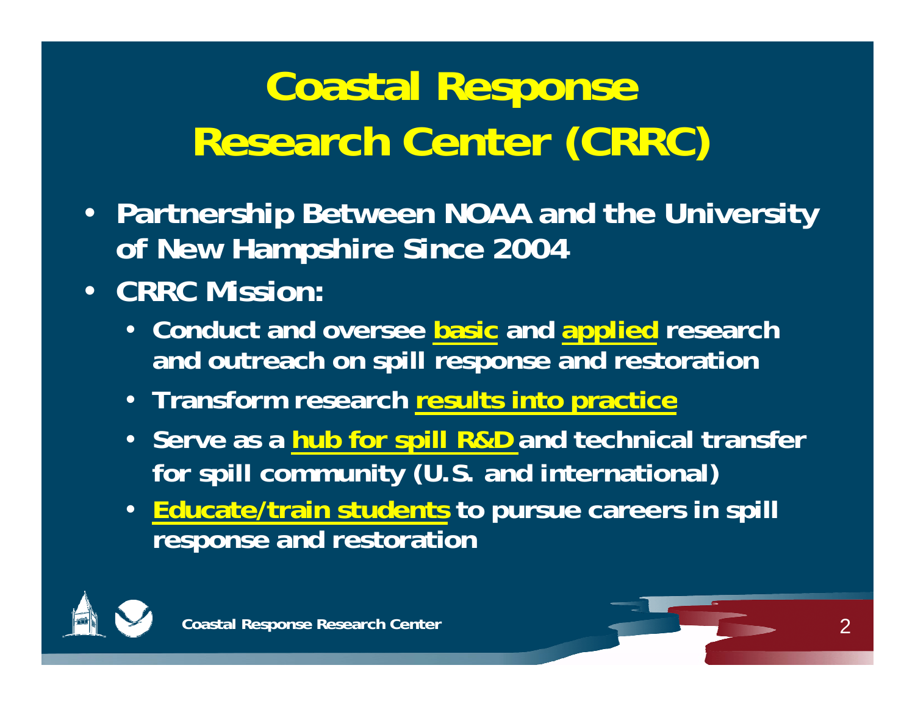# Coastal Response Research Center (CRRC)

- **Partnership Between NOAA and the University of New Hampshire Since 2004**
- **CRRC Mission:**
  - **Conduct and oversee basic and applied research and outreach on spill response and restoration**
  - **Transform research results into practice**
  - **Serve as a hub for spill R&D and technical transfer for spill community (U.S. and international)**
  - **Educate/train students to pursue careers in spill response and restoration**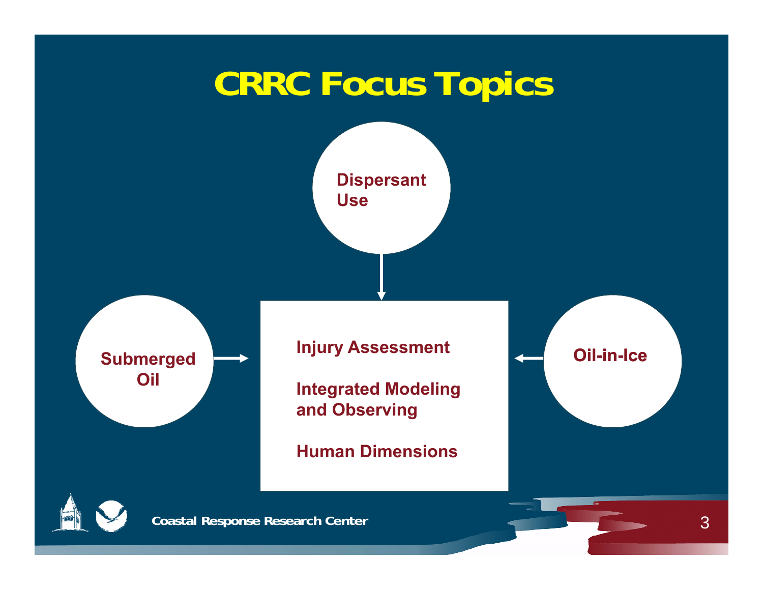# CRRC Focus Topics

- Dispersant Use
- Submerged Oil
- Oil-in-Ice

Injury Assessment

Integrated Modeling and Observing

Human Dimensions

Coastal Response Research Center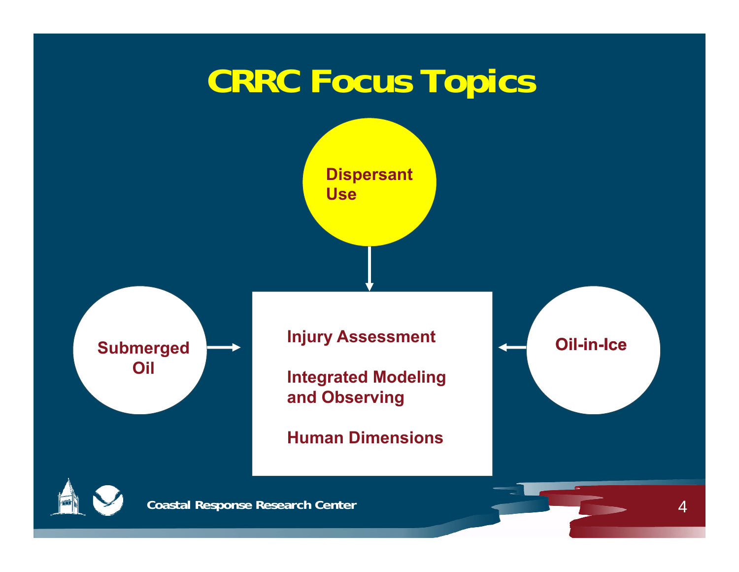# CRRC Focus Topics

Dispersant Use

Submerged Oil

Oil-in-Ice

Injury Assessment

Integrated Modeling and Observing

Human Dimensions

Coastal Response Research Center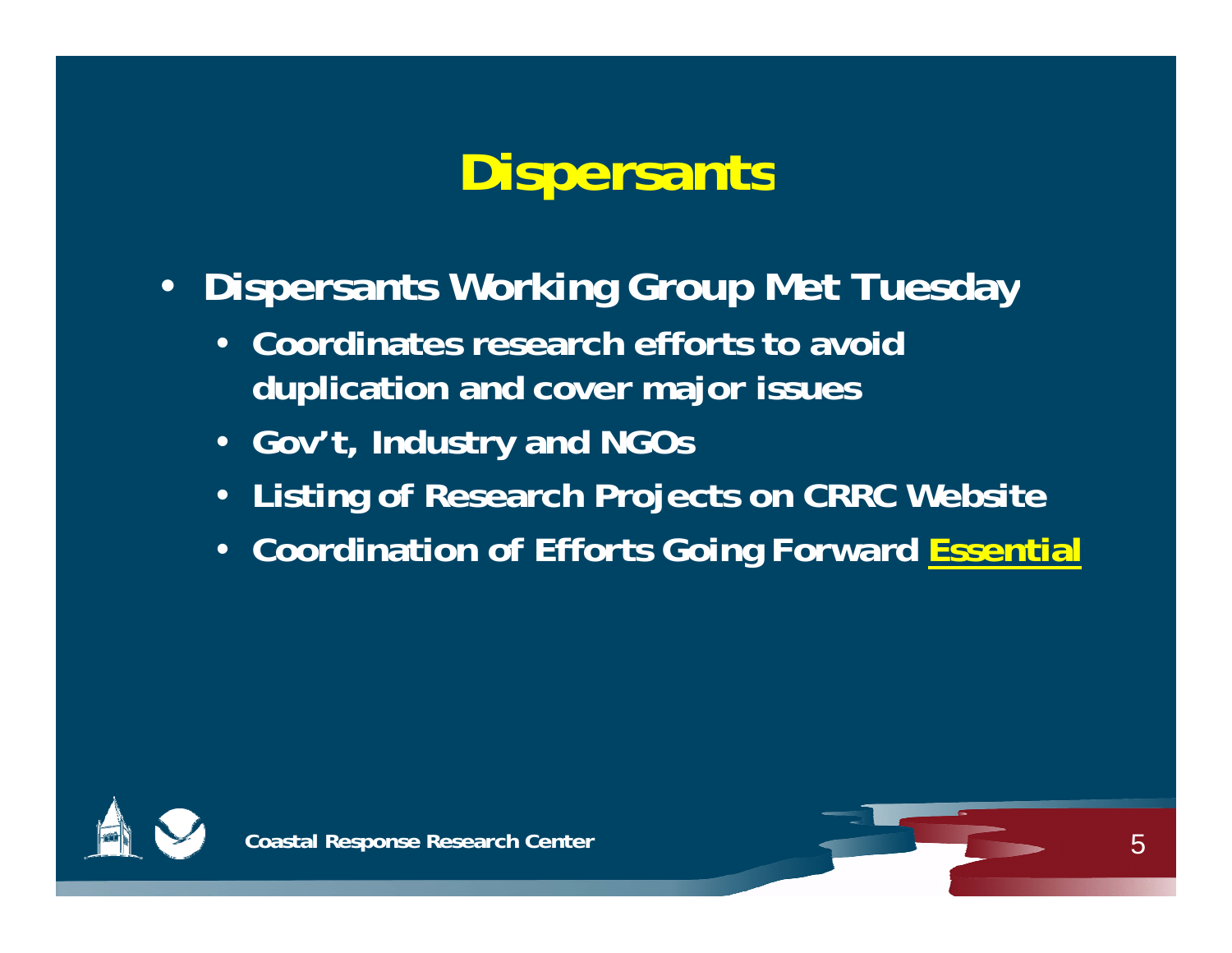# Dispersants

- **Dispersants Working Group Met Tuesday**
  - **Coordinates research efforts to avoid duplication and cover major issues**
  - **Gov't, Industry and NGOs**
  - **Listing of Research Projects on CRRC Website**
  - **Coordination of Efforts Going Forward <u>Essential</u>**

Coastal Response Research Center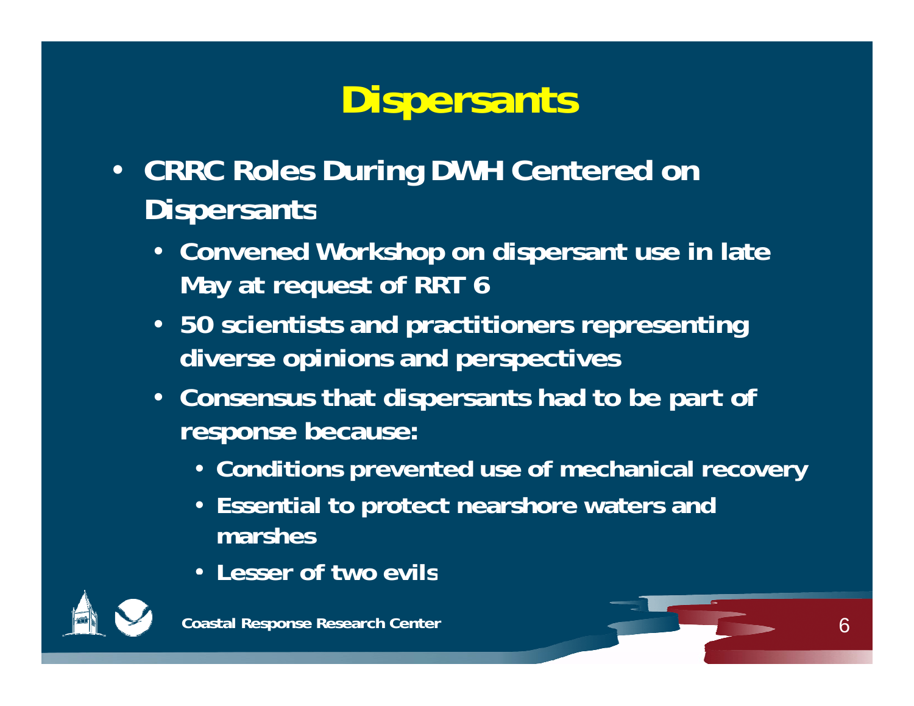# Dispersants

- CRRC Roles During DWH Centered on Dispersants
  - Convened Workshop on dispersant use in late May at request of RRT 6
  - 50 scientists and practitioners representing diverse opinions and perspectives
  - Consensus that dispersants had to be part of response because:
    - Conditions prevented use of mechanical recovery
    - Essential to protect nearshore waters and marshes
    - Lesser of two evils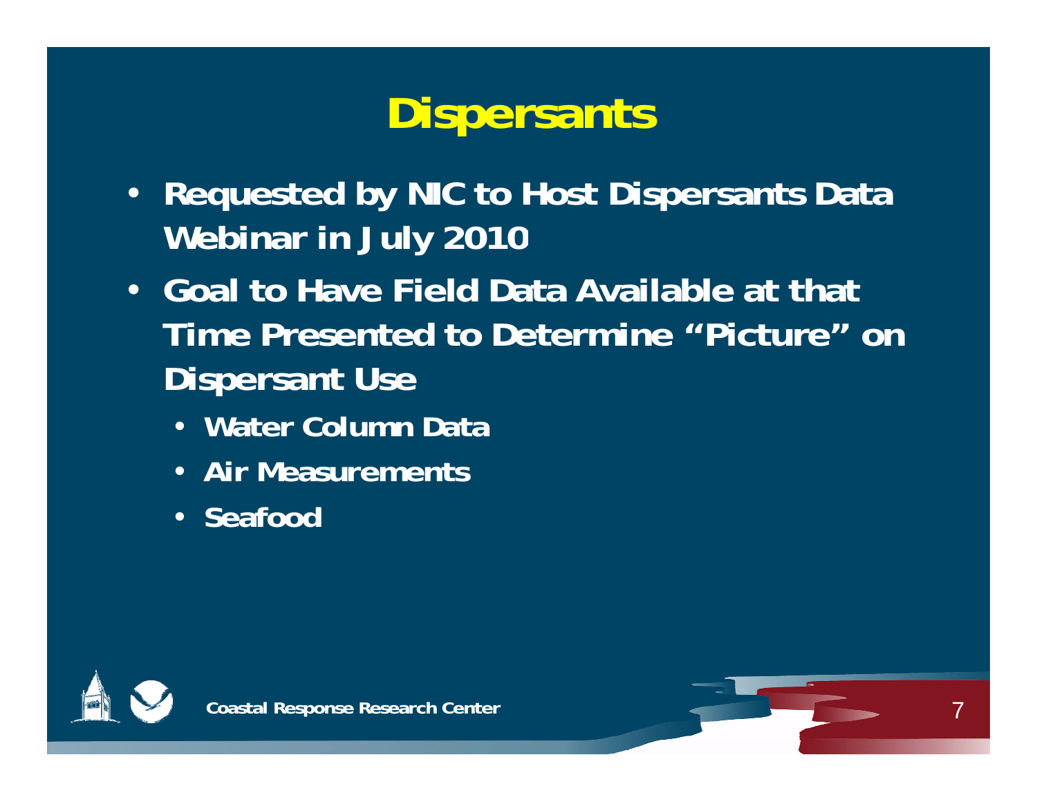# Dispersants

- Requested by NIC to Host Dispersants Data Webinar in July 2010
- Goal to Have Field Data Available at that Time Presented to Determine "Picture" on Dispersant Use
  - Water Column Data
  - Air Measurements
  - Seafood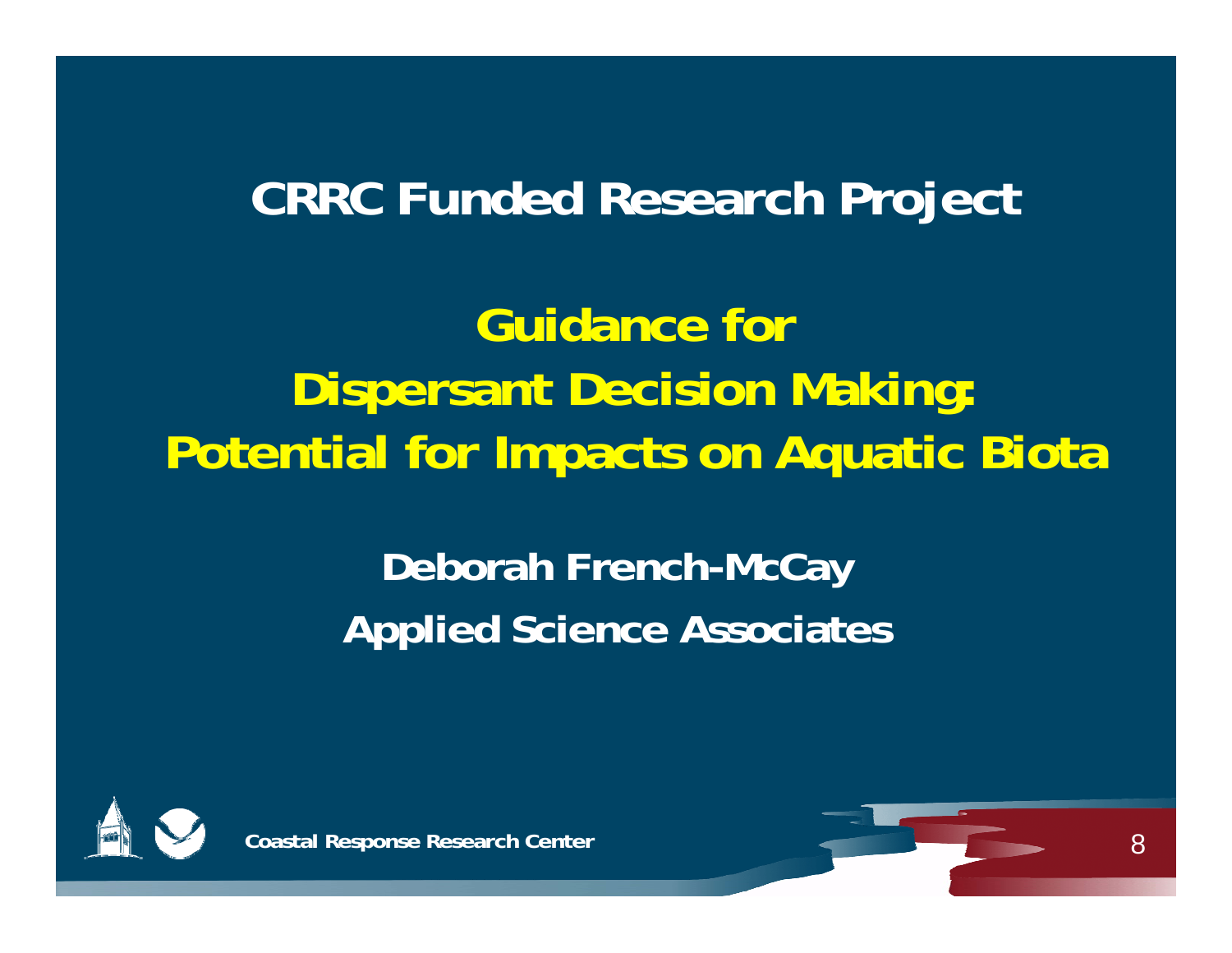# CRRC Funded Research Project

## Guidance for Dispersant Decision Making: Potential for Impacts on Aquatic Biota

**Deborah French-McCay**

**Applied Science Associates**

Coastal Response Research Center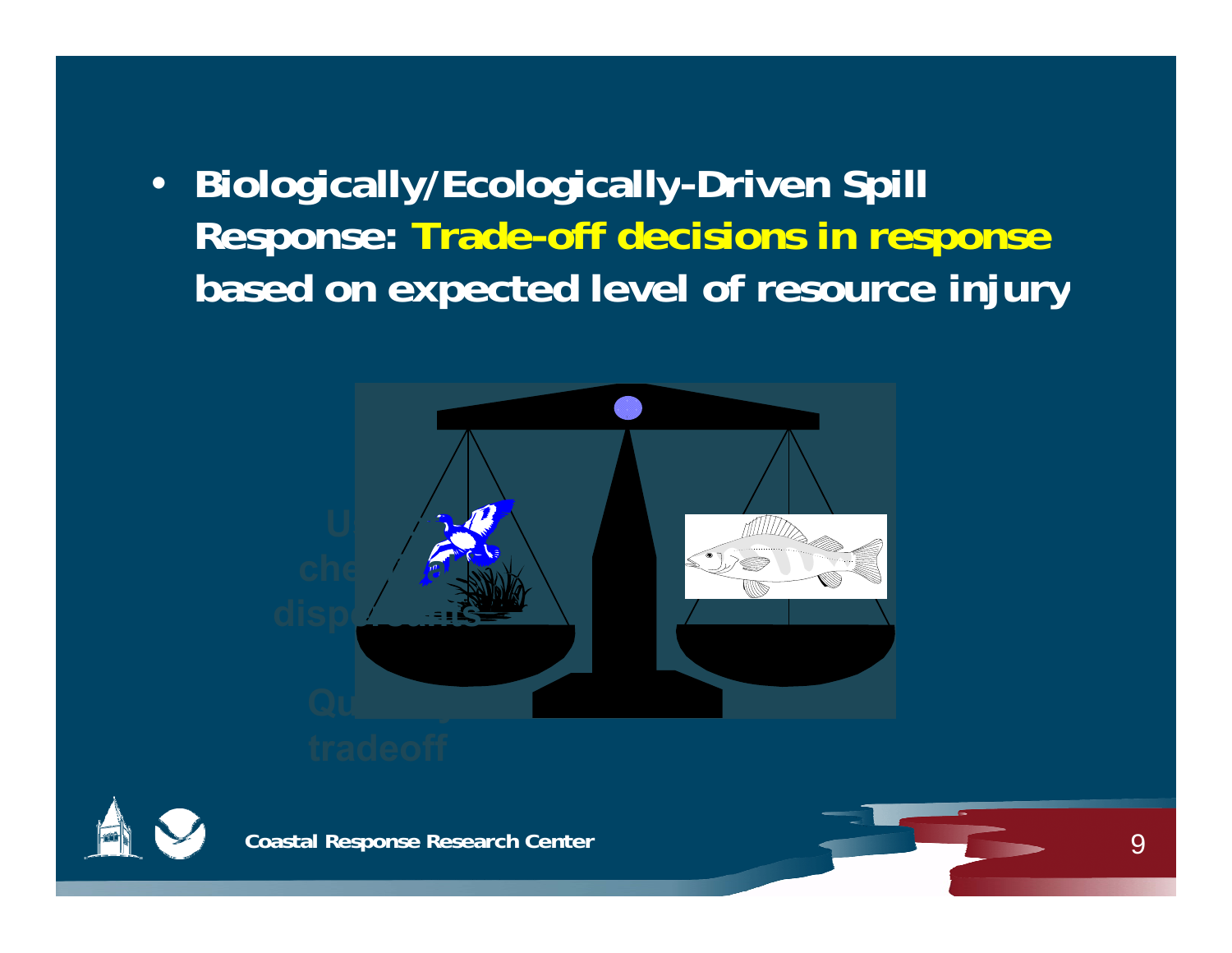- **Biologically/Ecologically-Driven Spill Response: Trade-off decisions in response based on expected level of resource injury**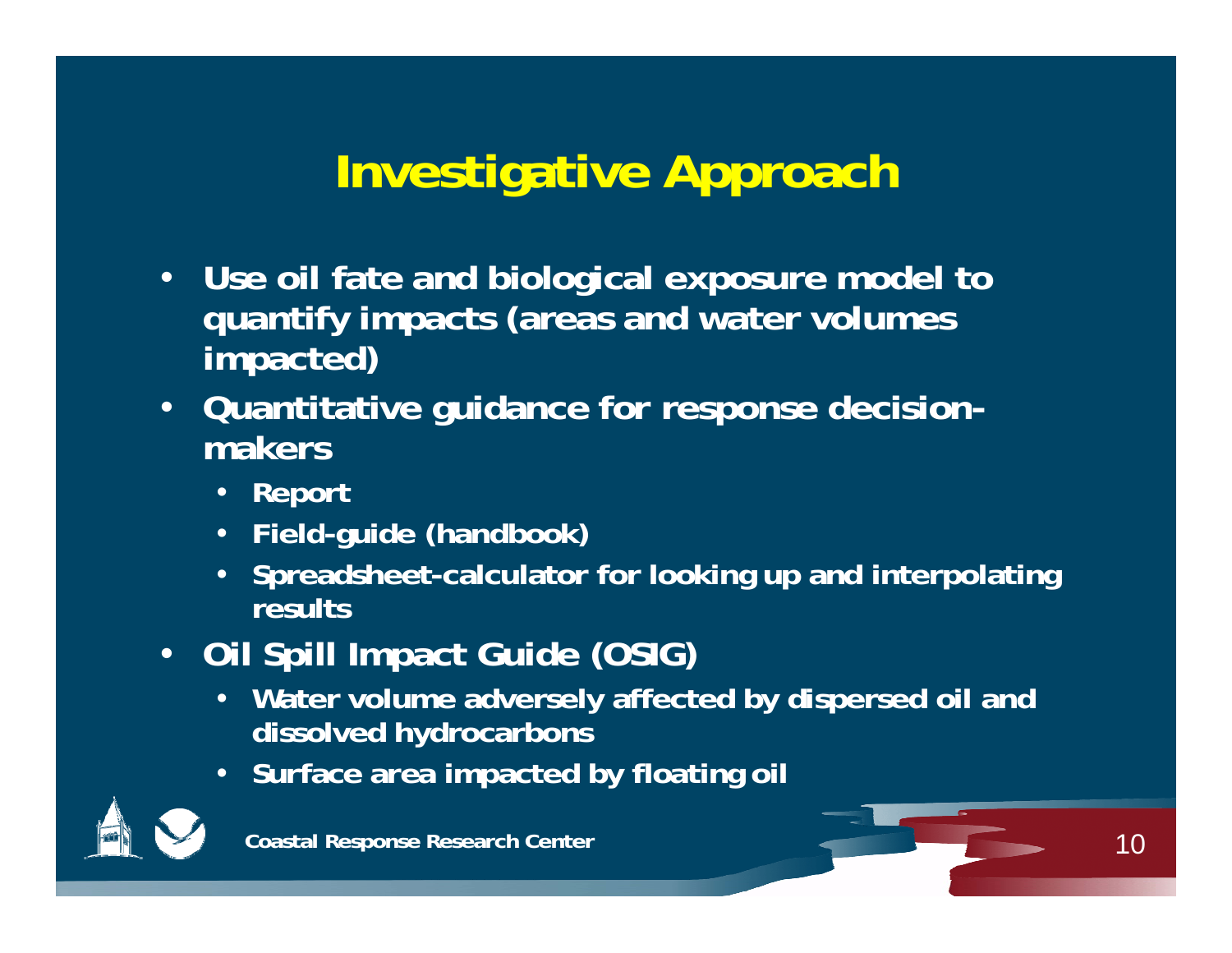# Investigative Approach

- Use oil fate and biological exposure model to quantify impacts (areas and water volumes impacted)
- Quantitative guidance for response decision-makers
  - Report
  - Field-guide (handbook)
  - Spreadsheet-calculator for looking up and interpolating results
- Oil Spill Impact Guide (OSIG)
  - Water volume adversely affected by dispersed oil and dissolved hydrocarbons
  - Surface area impacted by floating oil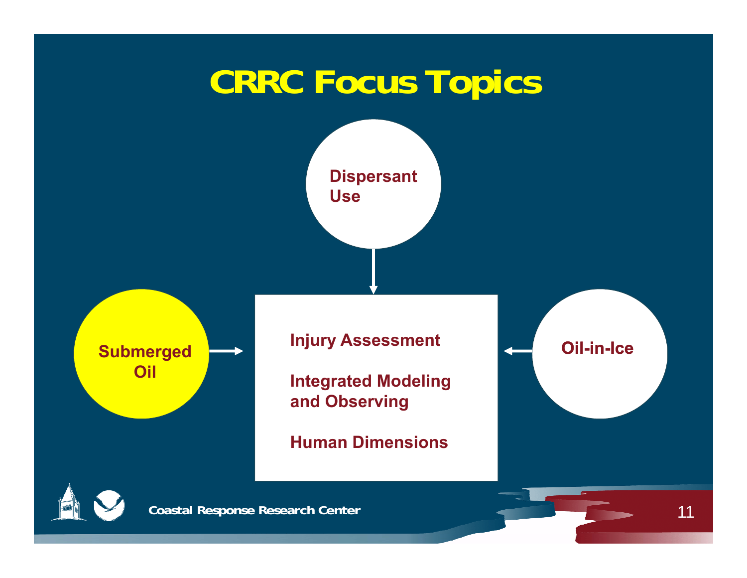# CRRC Focus Topics

Dispersant Use

Submerged Oil

Injury Assessment

Integrated Modeling and Observing

Human Dimensions

Oil-in-Ice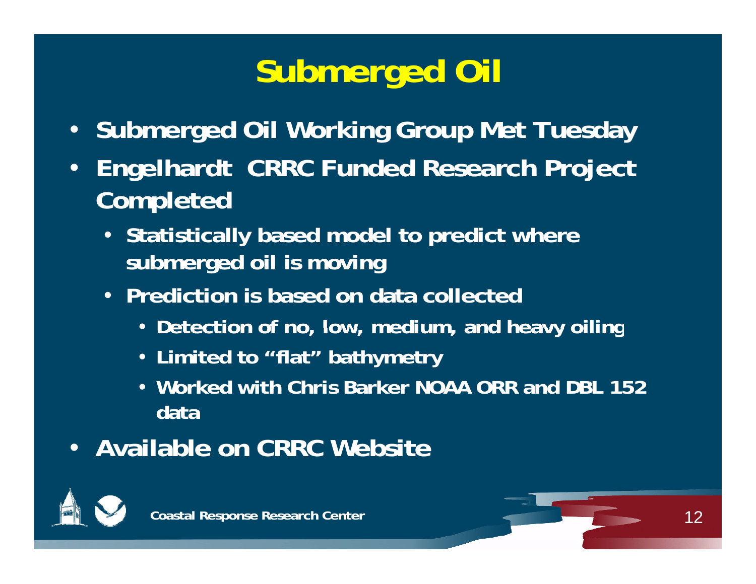# Submerged Oil

- Submerged Oil Working Group Met Tuesday
- Engelhardt CRRC Funded Research Project Completed
  - Statistically based model to predict where submerged oil is moving
  - Prediction is based on data collected
    - Detection of no, low, medium, and heavy oiling
    - Limited to "flat" bathymetry
    - Worked with Chris Barker NOAA ORR and DBL 152 data
- Available on CRRC Website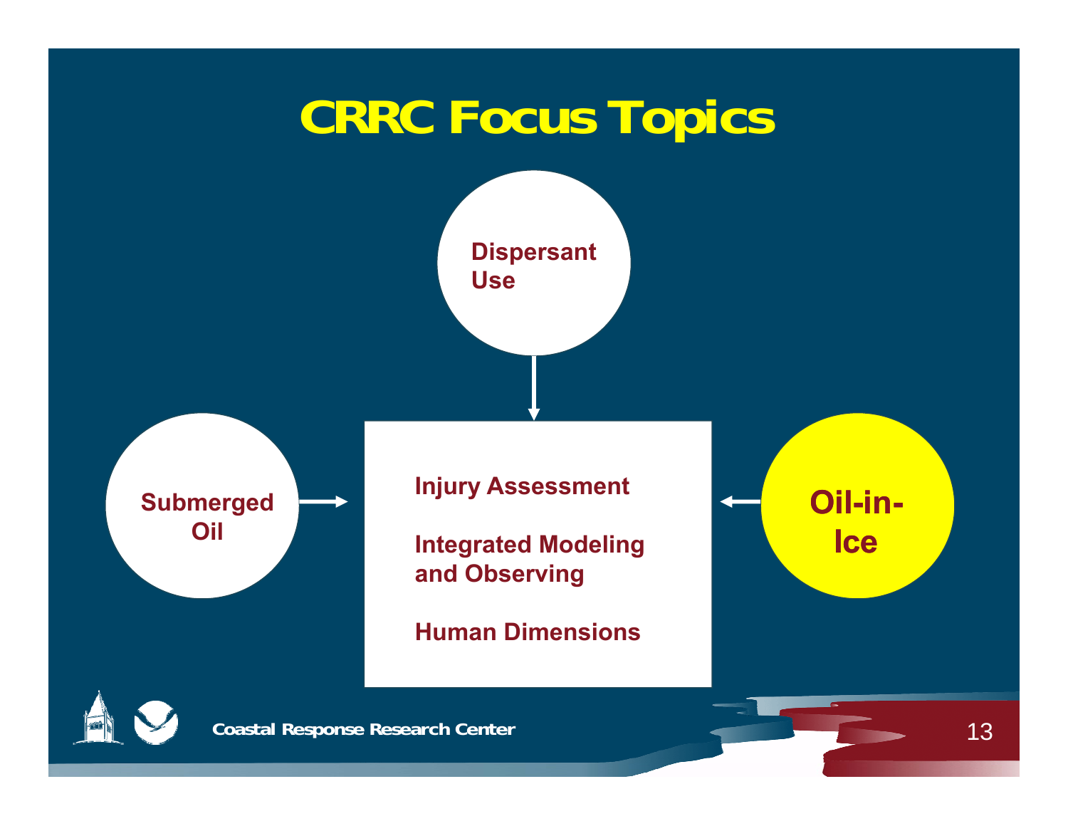# CRRC Focus Topics

**Dispersant Use**

**Submerged Oil**

**Oil-in-Ice**

**Injury Assessment**

**Integrated Modeling and Observing**

**Human Dimensions**

**Coastal Response Research Center**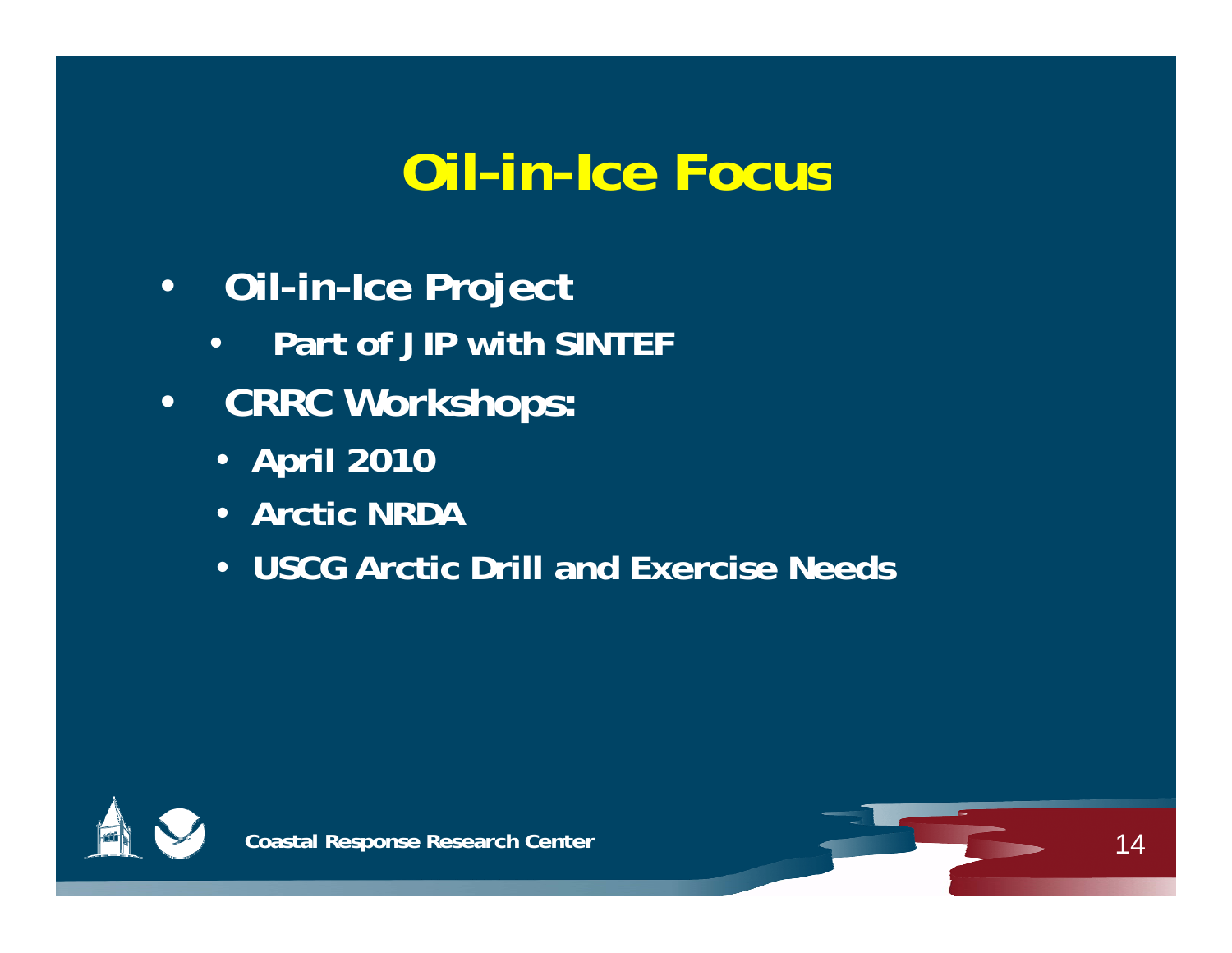# Oil-in-Ice Focus

- **Oil-in-Ice Project**
  - **Part of JIP with SINTEF**
- **CRRC Workshops:**
  - **April 2010**
  - **Arctic NRDA**
  - **USCG Arctic Drill and Exercise Needs**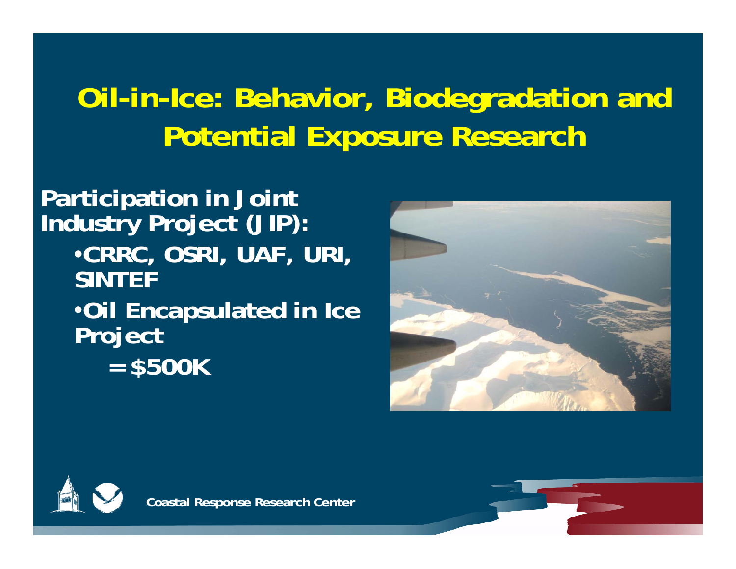# Oil-in-Ice: Behavior, Biodegradation and Potential Exposure Research

**Participation in Joint Industry Project (JIP):**

- **CRRC, OSRI, UAF, URI, SINTEF**
- **Oil Encapsulated in Ice Project**
  - **= $500K**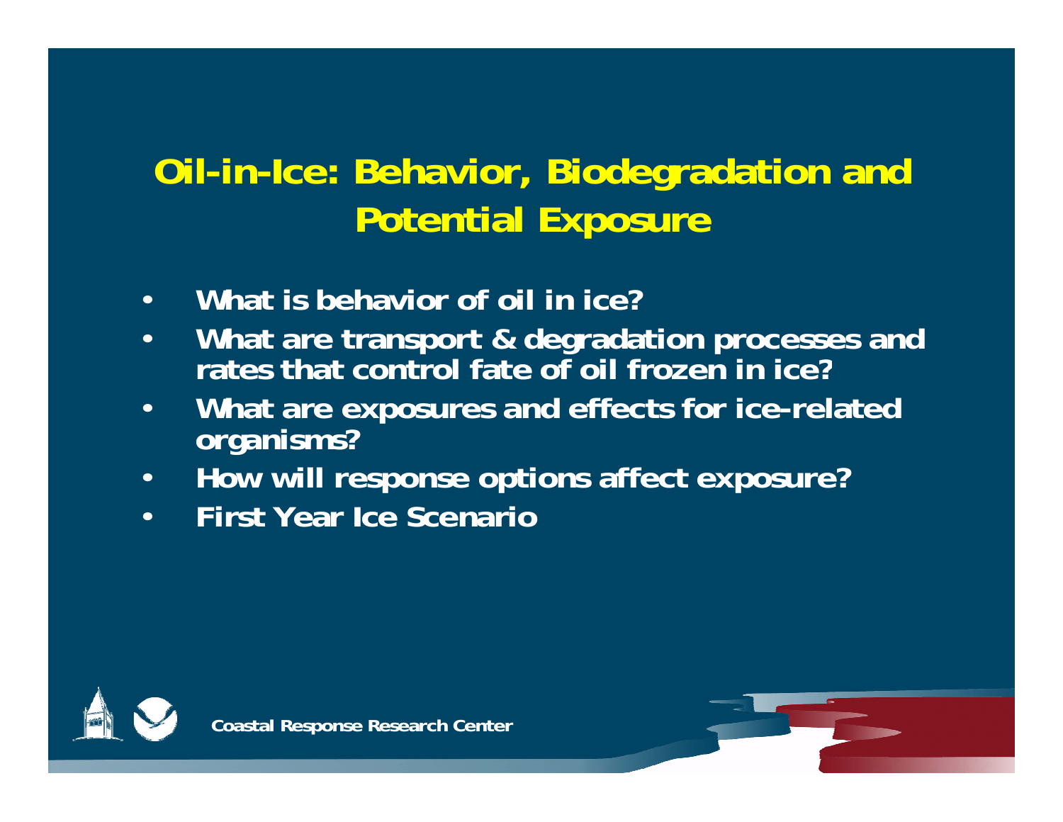# Oil-in-Ice: Behavior, Biodegradation and Potential Exposure

- What is behavior of oil in ice?
- What are transport & degradation processes and rates that control fate of oil frozen in ice?
- What are exposures and effects for ice-related organisms?
- How will response options affect exposure?
- First Year Ice Scenario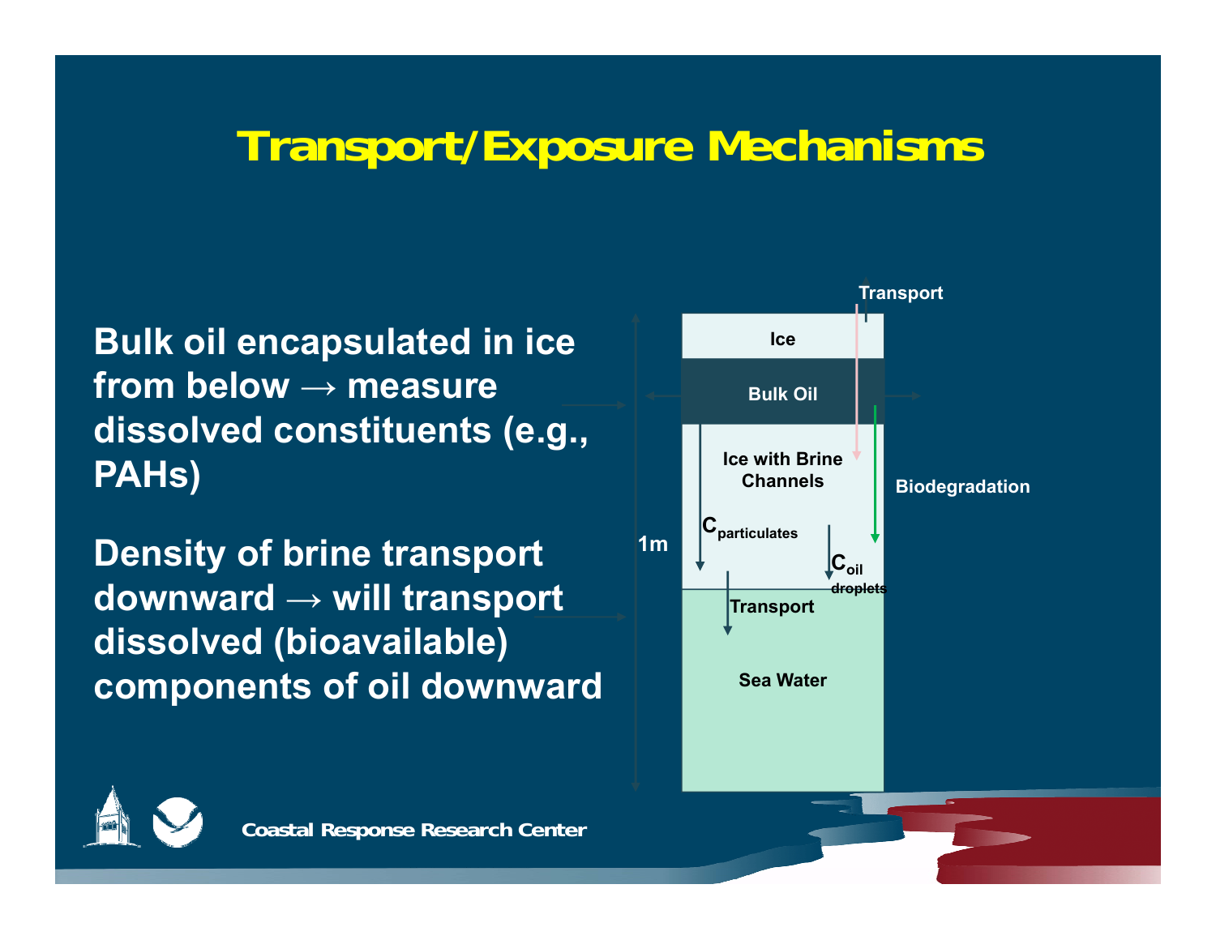# Transport/Exposure Mechanisms

**Bulk oil encapsulated in ice from below → measure dissolved constituents (e.g., PAHs)**

**Density of brine transport downward → will transport dissolved (bioavailable) components of oil downward**

Transport

Ice

Bulk Oil

Ice with Brine Channels

Biodegradation

1m

$C_{particulates}$

$C_{oil\ droplets}$

Transport

Sea Water

Coastal Response Research Center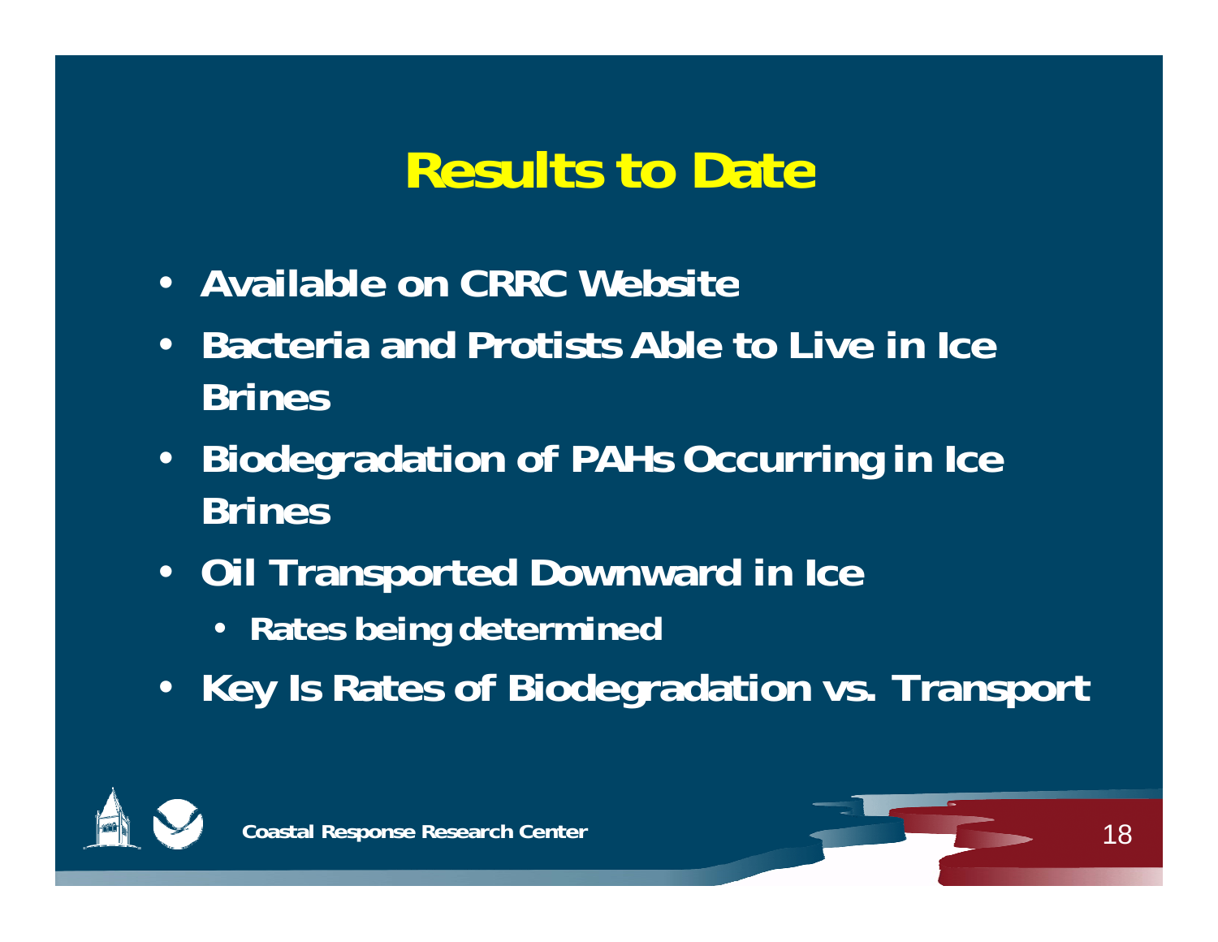# Results to Date

- Available on CRRC Website
- Bacteria and Protists Able to Live in Ice Brines
- Biodegradation of PAHs Occurring in Ice Brines
- Oil Transported Downward in Ice
  - Rates being determined
- Key Is Rates of Biodegradation vs. Transport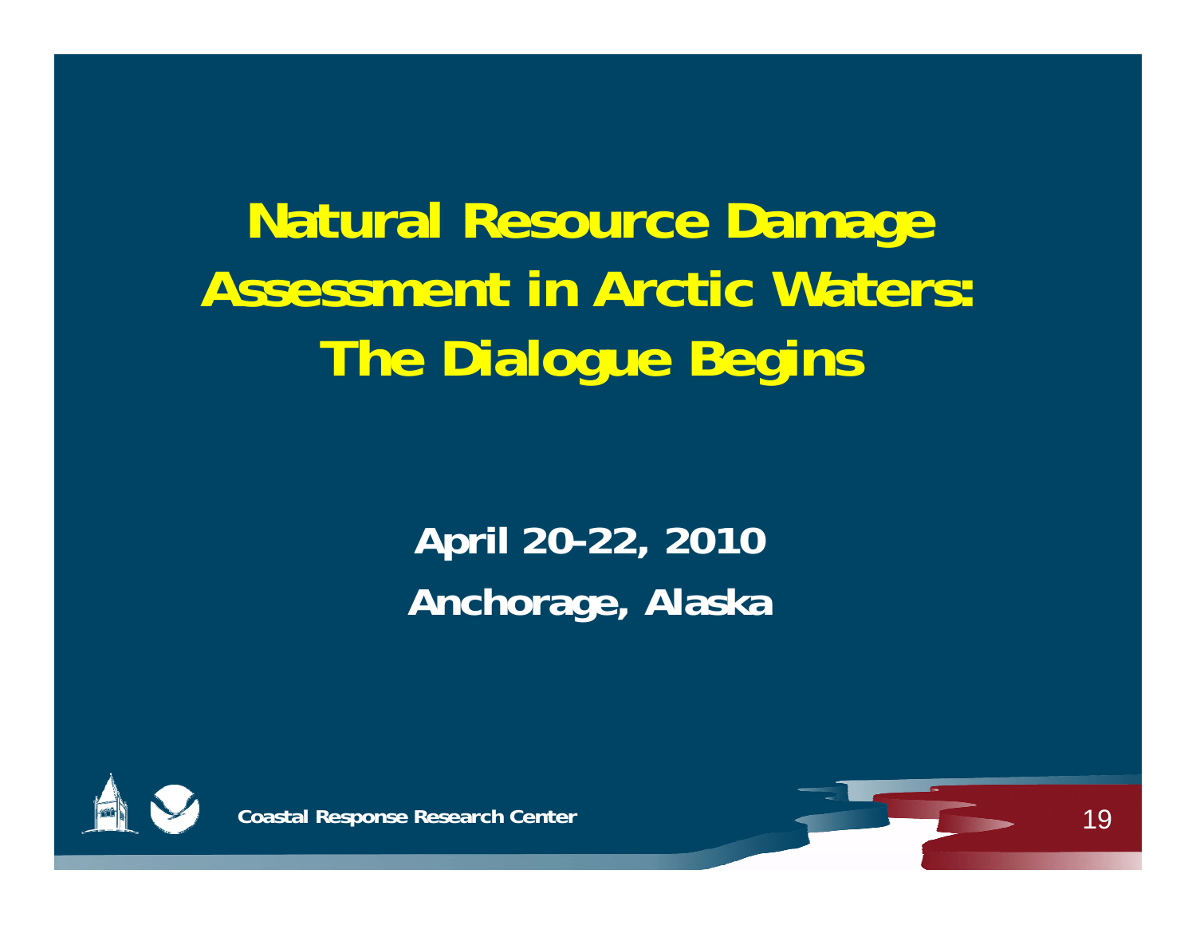# Natural Resource Damage Assessment in Arctic Waters: The Dialogue Begins

**April 20-22, 2010**

**Anchorage, Alaska**

**Coastal Response Research Center**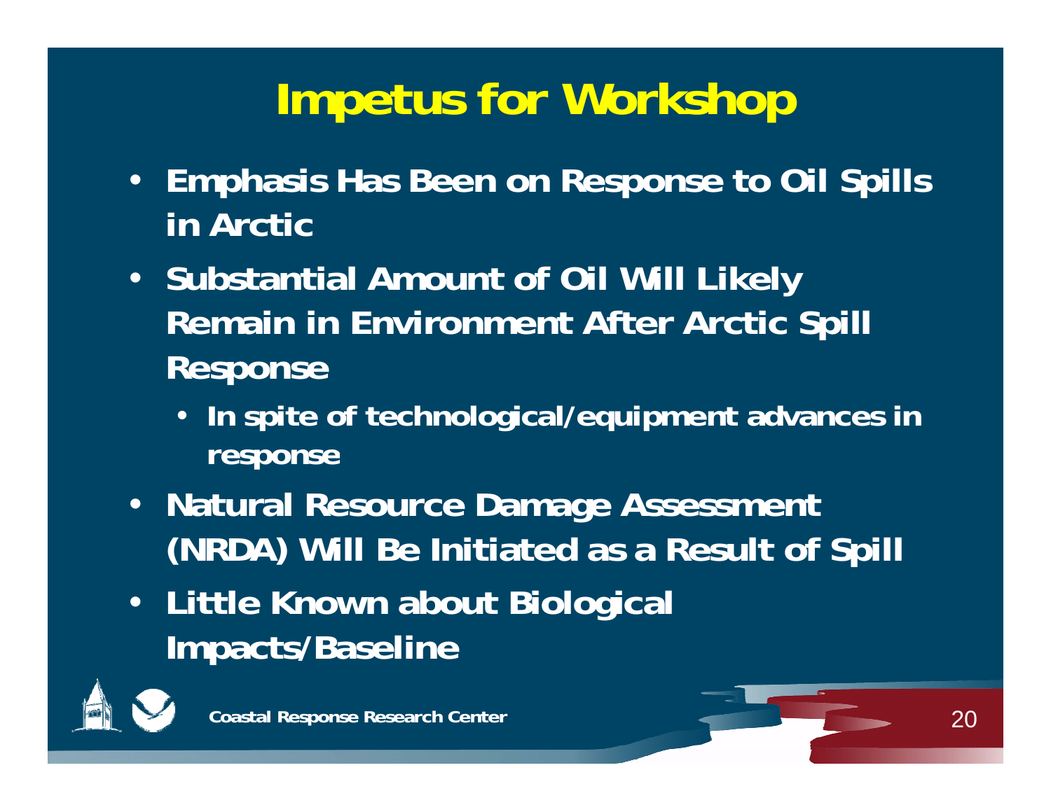# Impetus for Workshop

- Emphasis Has Been on Response to Oil Spills in Arctic
- Substantial Amount of Oil Will Likely Remain in Environment After Arctic Spill Response
  - In spite of technological/equipment advances in response
- Natural Resource Damage Assessment (NRDA) Will Be Initiated as a Result of Spill
- Little Known about Biological Impacts/Baseline

Coastal Response Research Center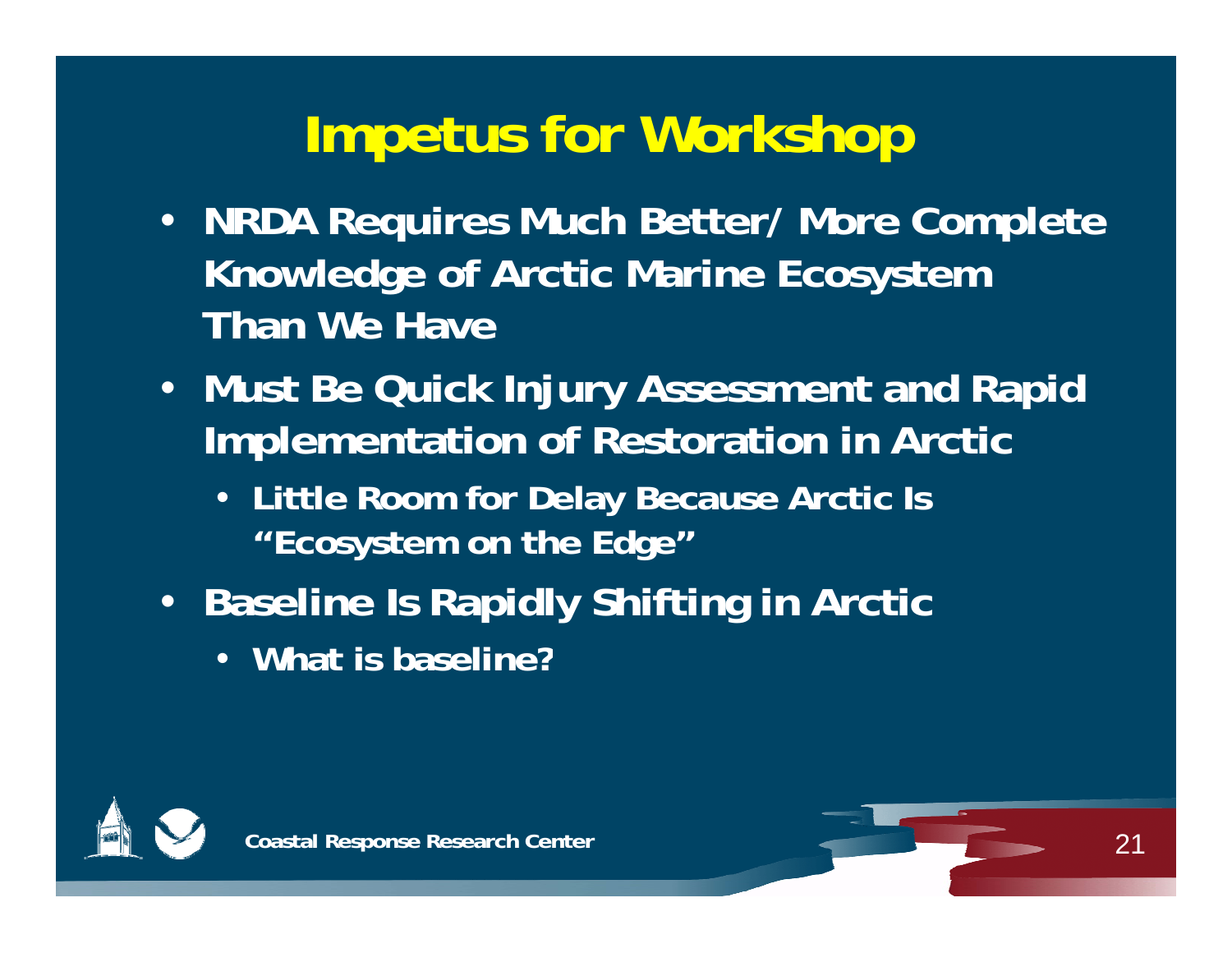# Impetus for Workshop

- NRDA Requires Much Better/ More Complete Knowledge of Arctic Marine Ecosystem Than We Have
- Must Be Quick Injury Assessment and Rapid Implementation of Restoration in Arctic
  - Little Room for Delay Because Arctic Is "Ecosystem on the Edge"
- Baseline Is Rapidly Shifting in Arctic
  - What is baseline?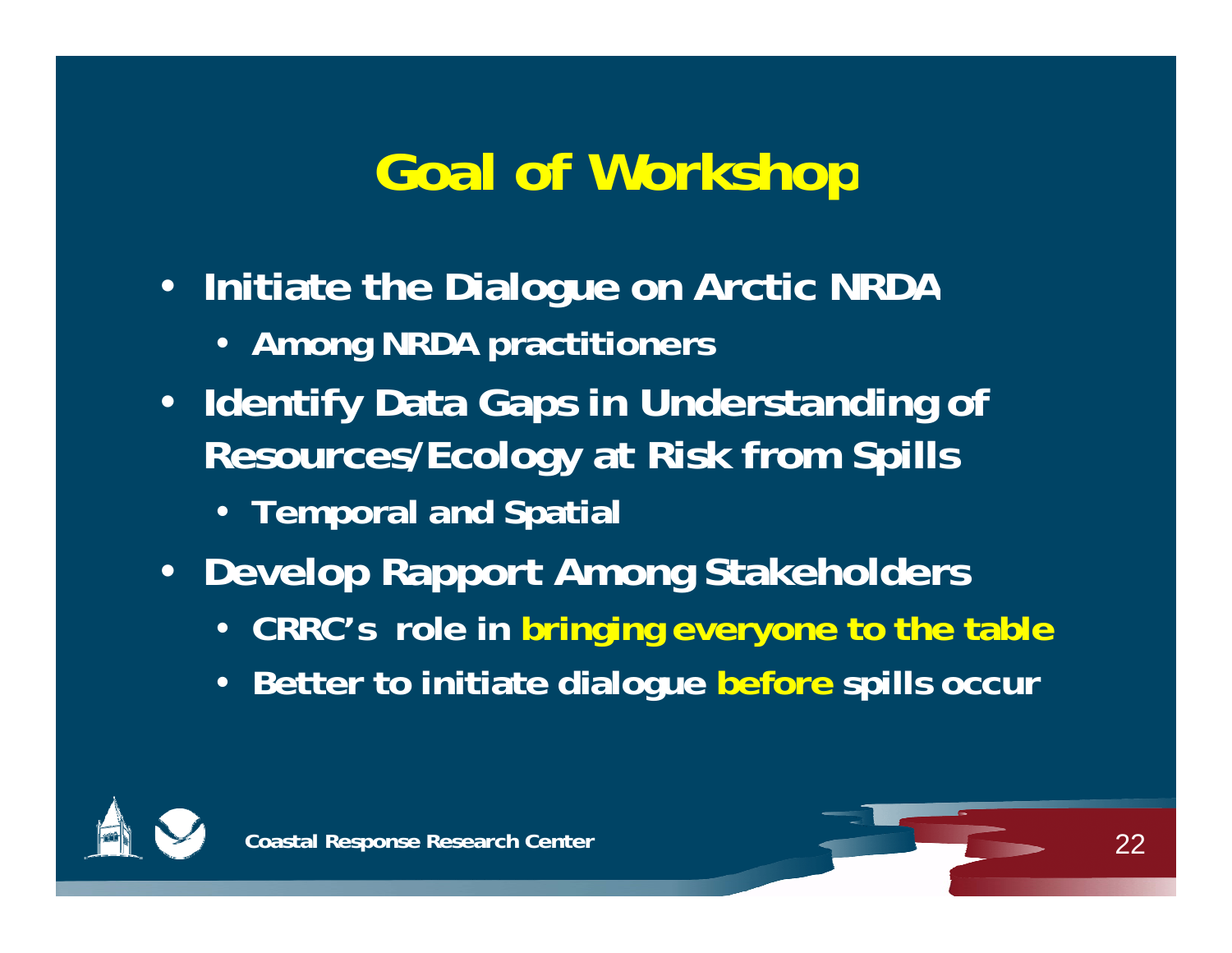# Goal of Workshop

- **Initiate the Dialogue on Arctic NRDA**
  - **Among NRDA practitioners**
- **Identify Data Gaps in Understanding of Resources/Ecology at Risk from Spills**
  - **Temporal and Spatial**
- **Develop Rapport Among Stakeholders**
  - **CRRC's role in bringing everyone to the table**
  - **Better to initiate dialogue before spills occur**

Coastal Response Research Center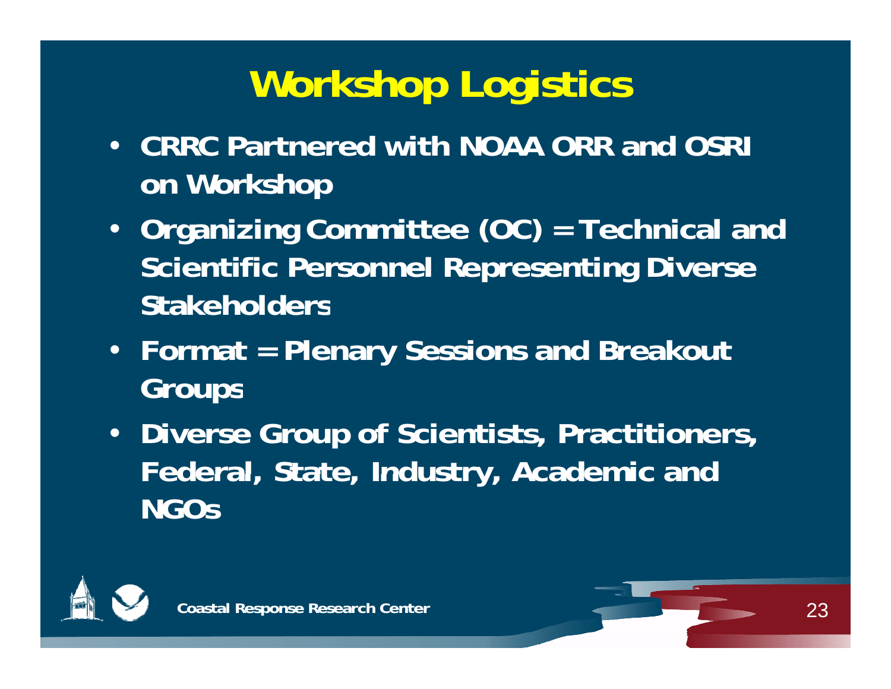# Workshop Logistics

- CRRC Partnered with NOAA ORR and OSRI on Workshop
- Organizing Committee (OC) = Technical and Scientific Personnel Representing Diverse Stakeholders
- Format = Plenary Sessions and Breakout Groups
- Diverse Group of Scientists, Practitioners, Federal, State, Industry, Academic and NGOs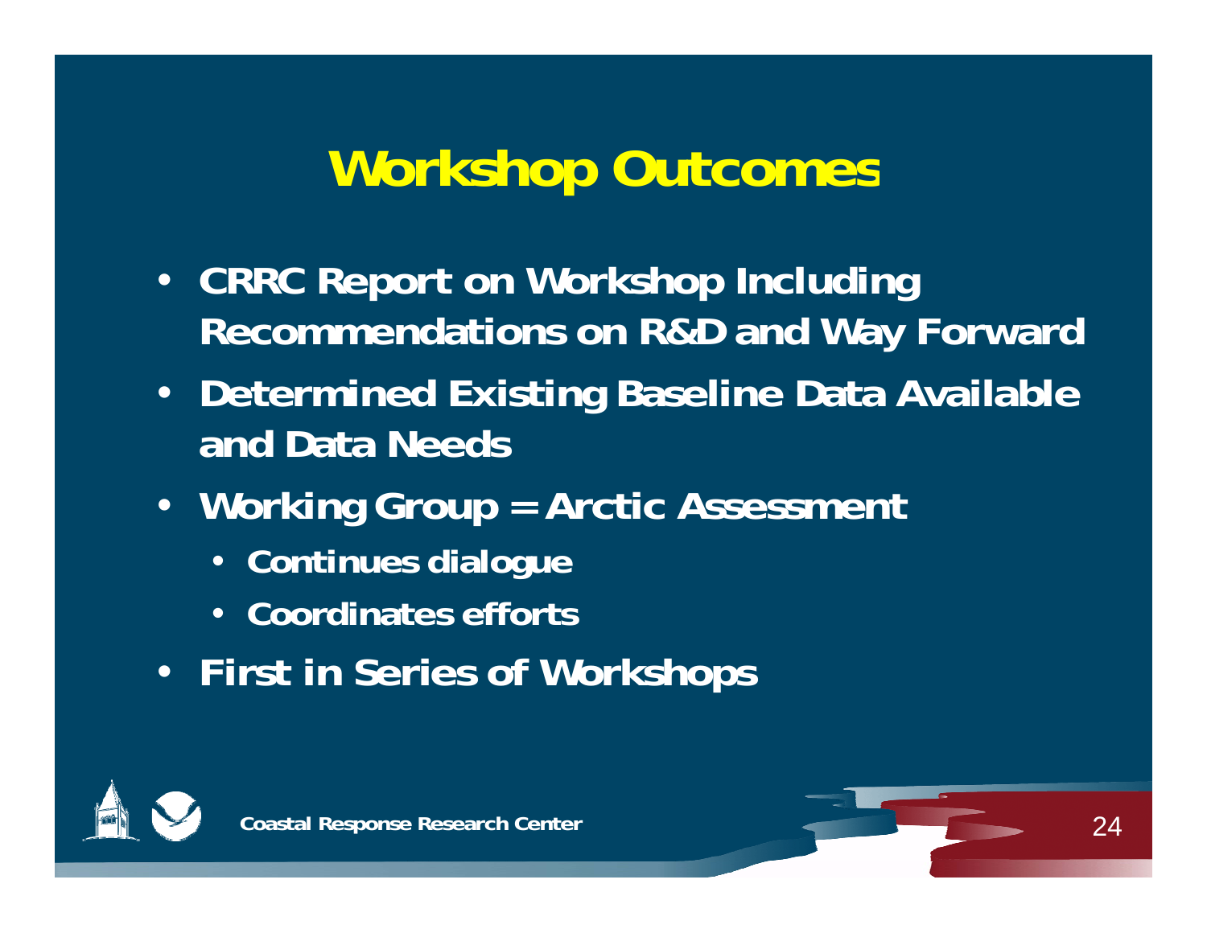# Workshop Outcomes

- **CRRC Report on Workshop Including Recommendations on R&D and Way Forward**
- **Determined Existing Baseline Data Available and Data Needs**
- **Working Group = Arctic Assessment**
  - **Continues dialogue**
  - **Coordinates efforts**
- **First in Series of Workshops**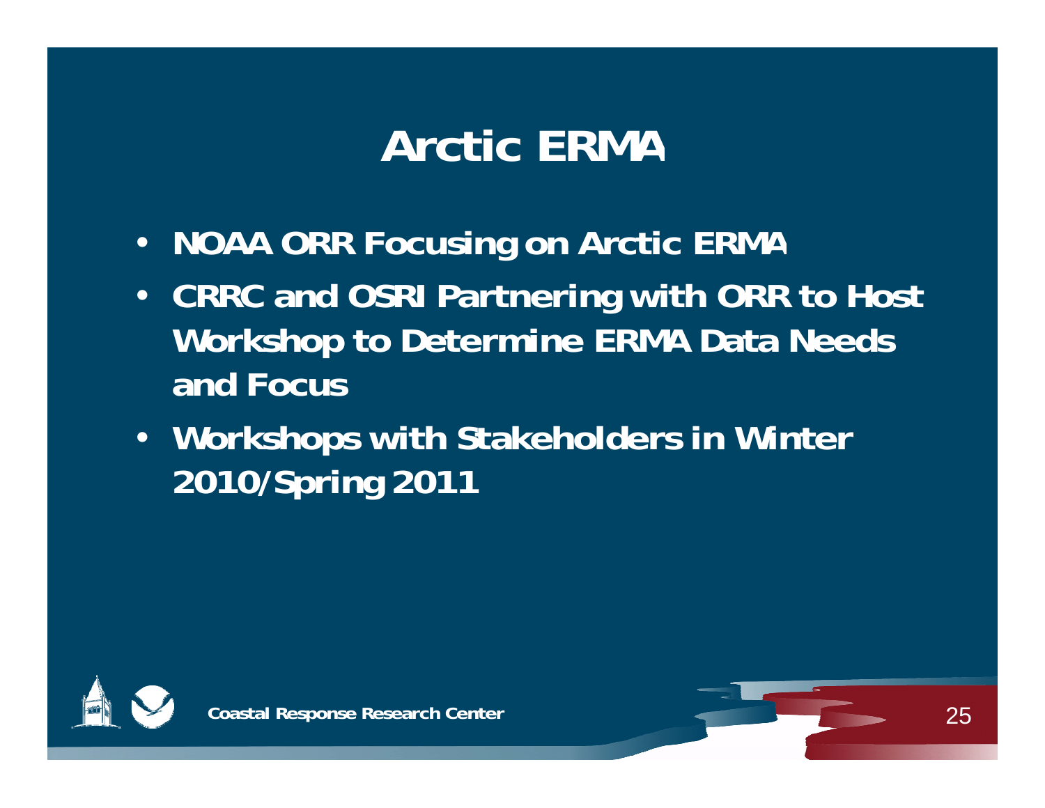# Arctic ERMA

- NOAA ORR Focusing on Arctic ERMA
- CRRC and OSRI Partnering with ORR to Host Workshop to Determine ERMA Data Needs and Focus
- Workshops with Stakeholders in Winter 2010/Spring 2011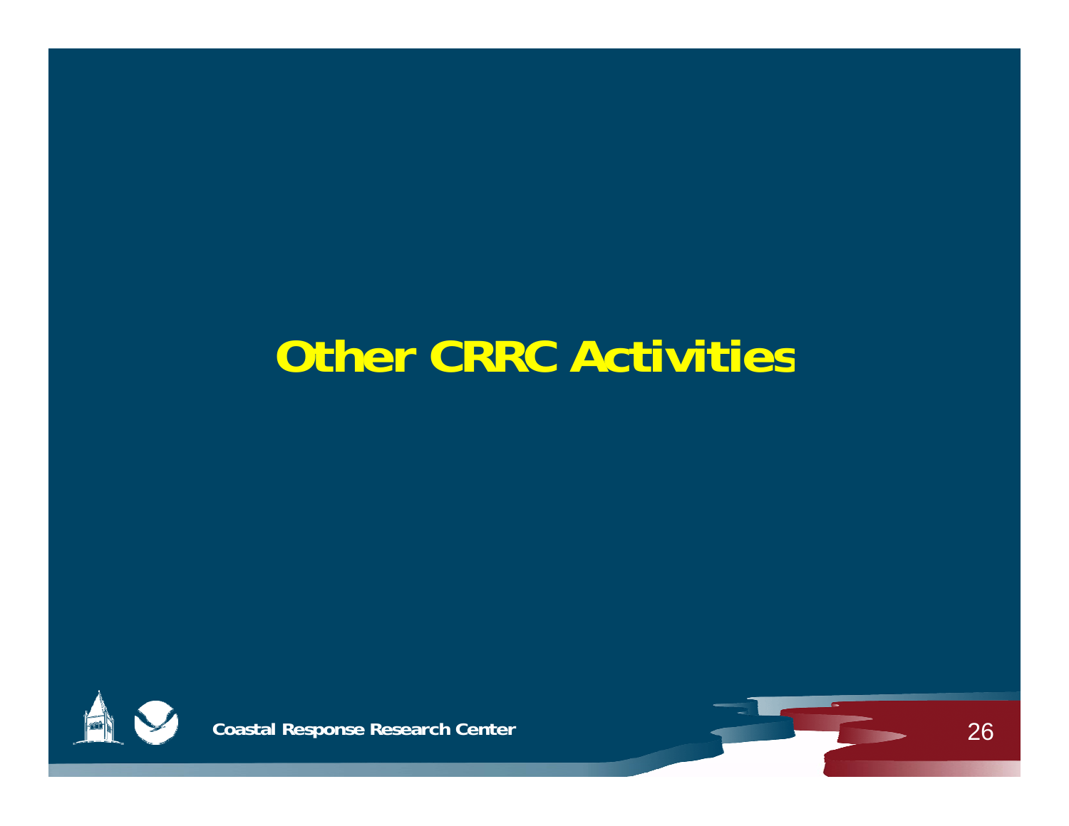# Other CRRC Activities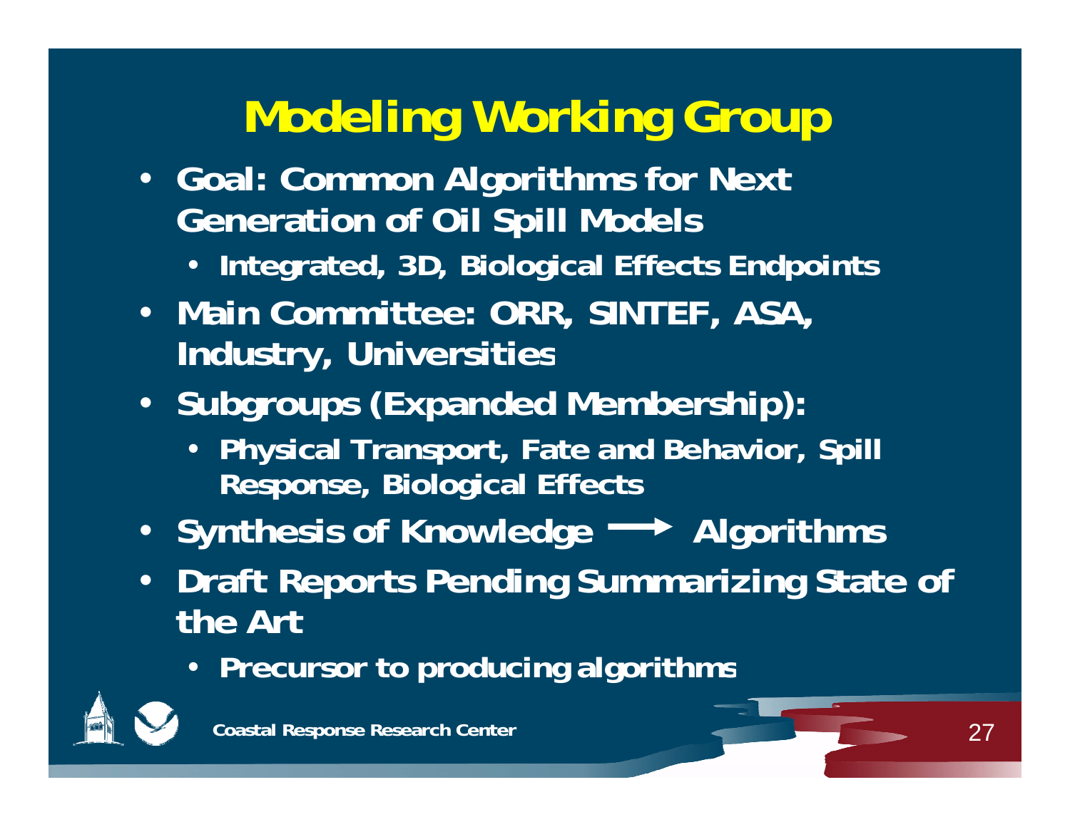# Modeling Working Group

- Goal: Common Algorithms for Next Generation of Oil Spill Models
  - Integrated, 3D, Biological Effects Endpoints
- Main Committee: ORR, SINTEF, ASA, Industry, Universities
- Subgroups (Expanded Membership):
  - Physical Transport, Fate and Behavior, Spill Response, Biological Effects
- Synthesis of Knowledge ⟶ Algorithms
- Draft Reports Pending Summarizing State of the Art
  - Precursor to producing algorithms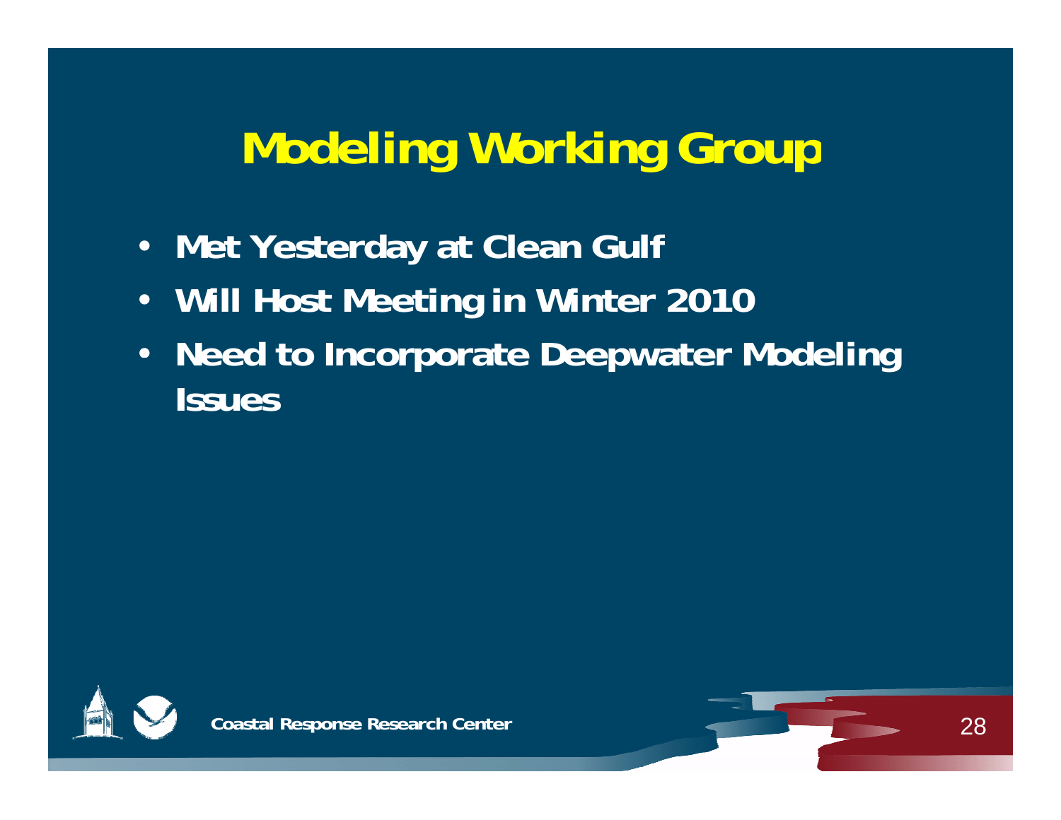# Modeling Working Group

- Met Yesterday at Clean Gulf
- Will Host Meeting in Winter 2010
- Need to Incorporate Deepwater Modeling Issues

Coastal Response Research Center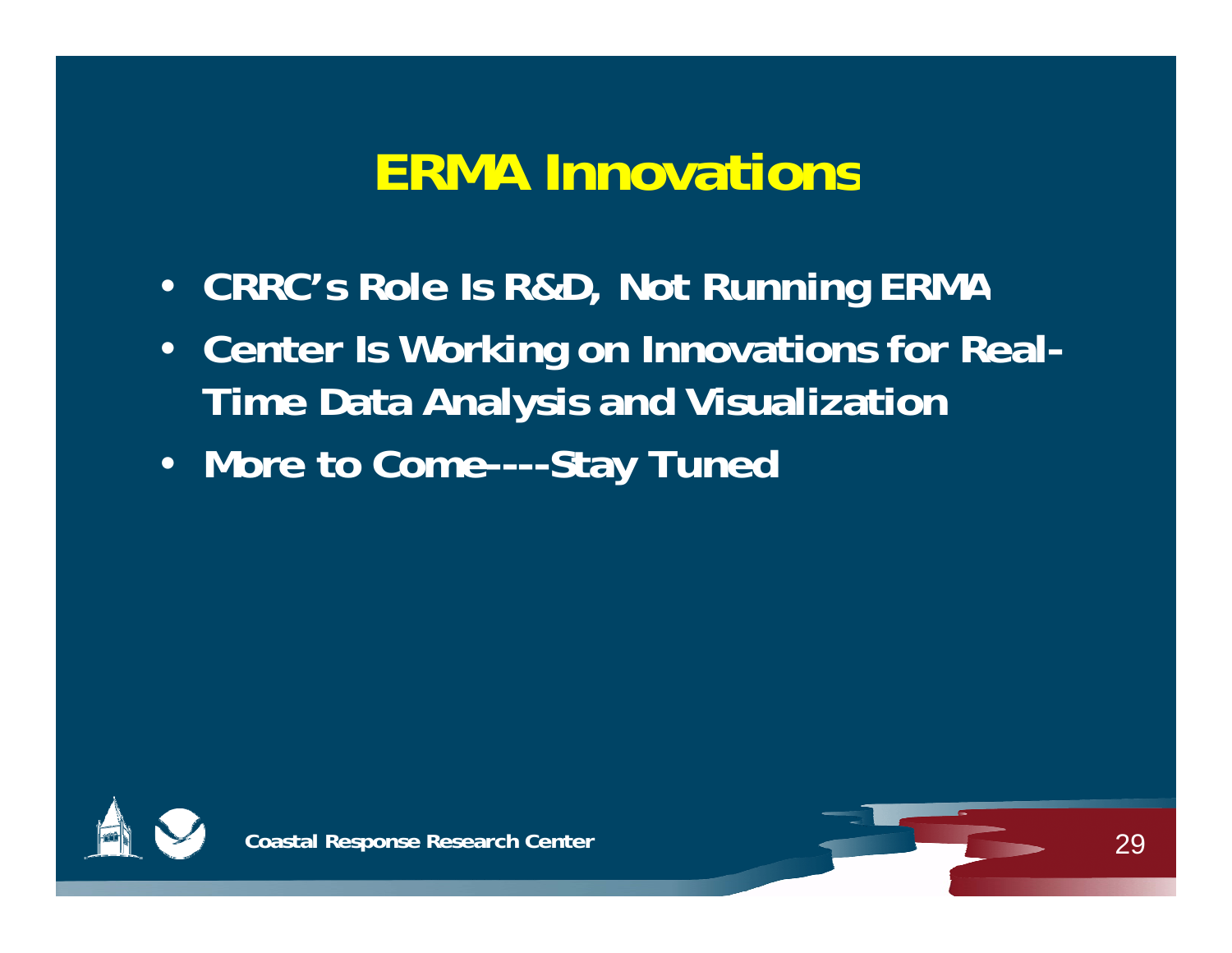# ERMA Innovations

- CRRC's Role Is R&D, Not Running ERMA
- Center Is Working on Innovations for Real-Time Data Analysis and Visualization
- More to Come----Stay Tuned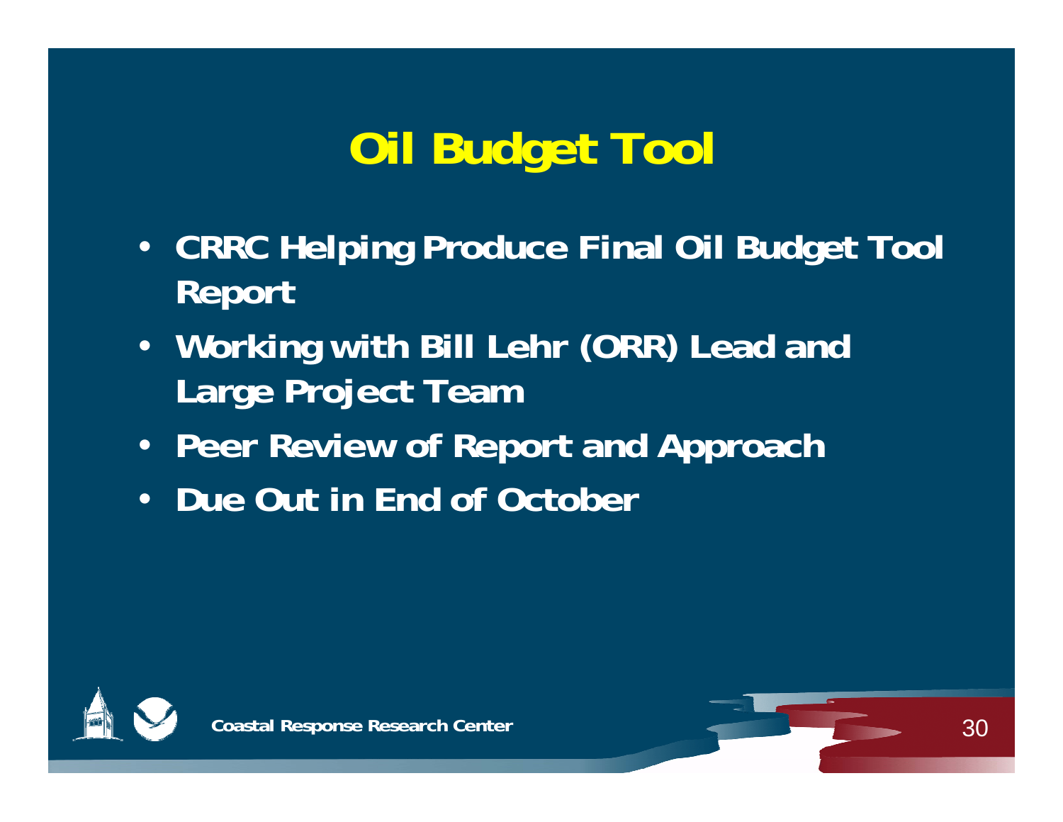# Oil Budget Tool

- CRRC Helping Produce Final Oil Budget Tool Report
- Working with Bill Lehr (ORR) Lead and Large Project Team
- Peer Review of Report and Approach
- Due Out in End of October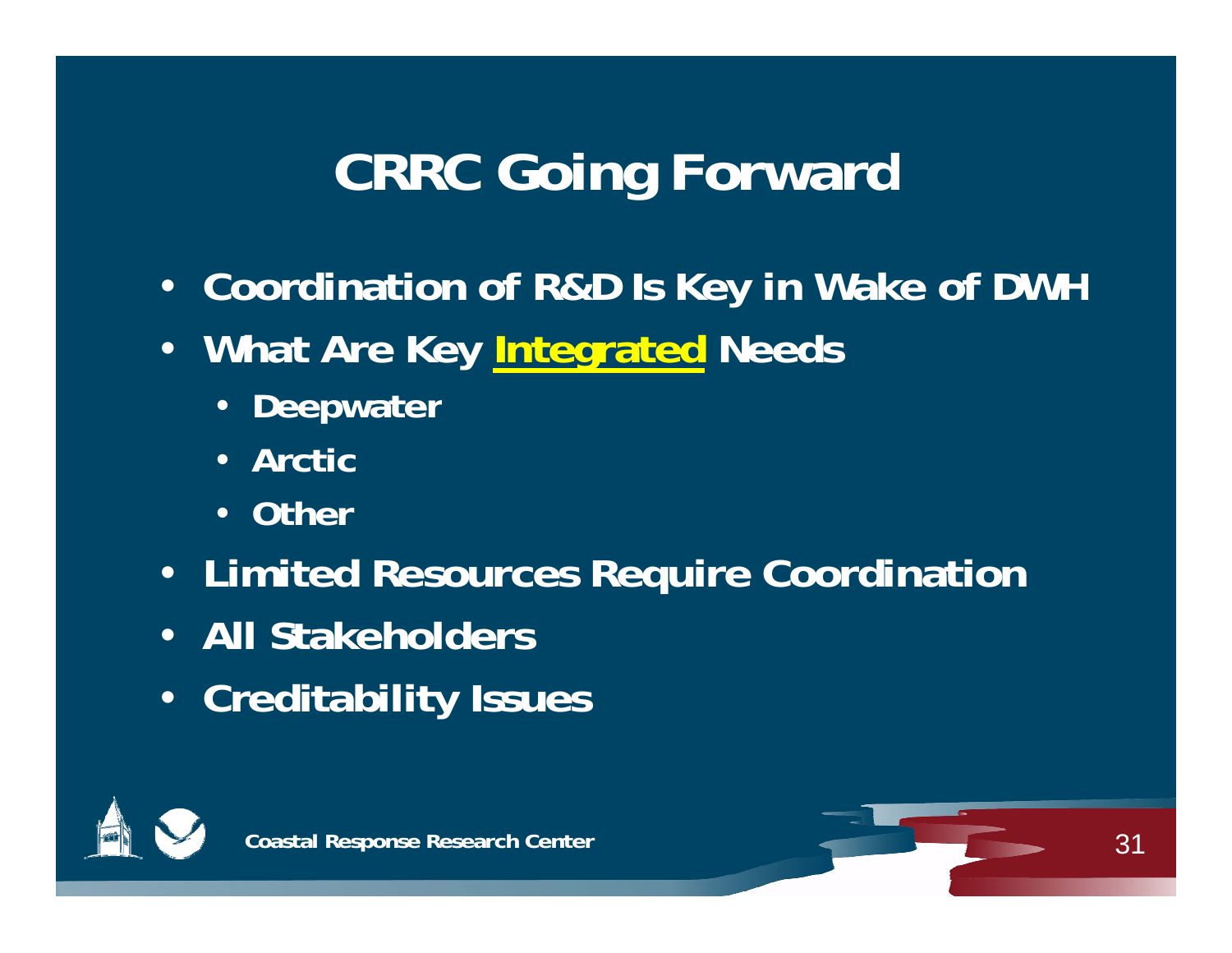# CRRC Going Forward

- Coordination of R&D Is Key in Wake of DWH
- What Are Key **Integrated** Needs
  - Deepwater
  - Arctic
  - Other
- Limited Resources Require Coordination
- All Stakeholders
- Creditability Issues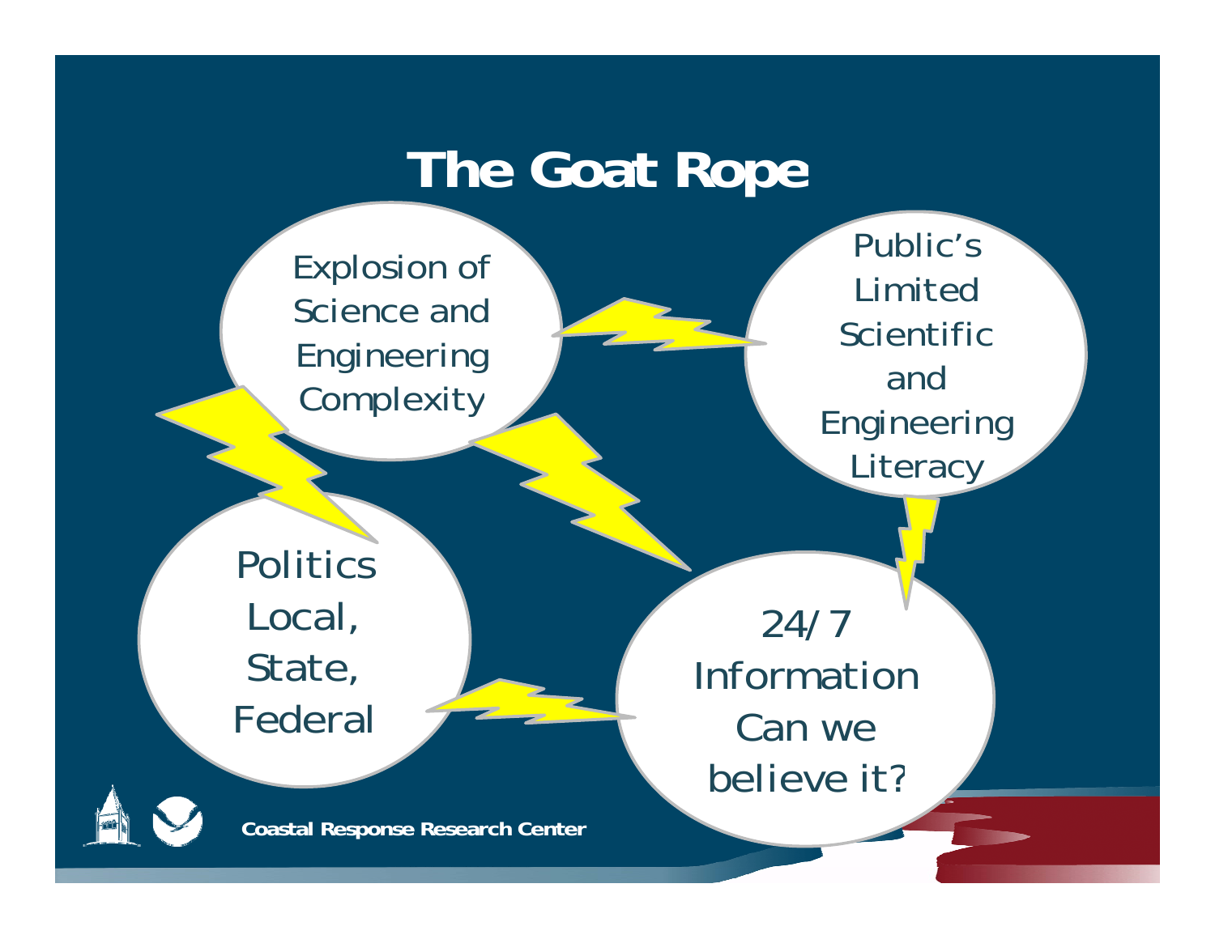# The Goat Rope

Explosion of Science and Engineering Complexity

Public's Limited Scientific and Engineering Literacy

Politics Local, State, Federal

24/7 Information Can we believe it?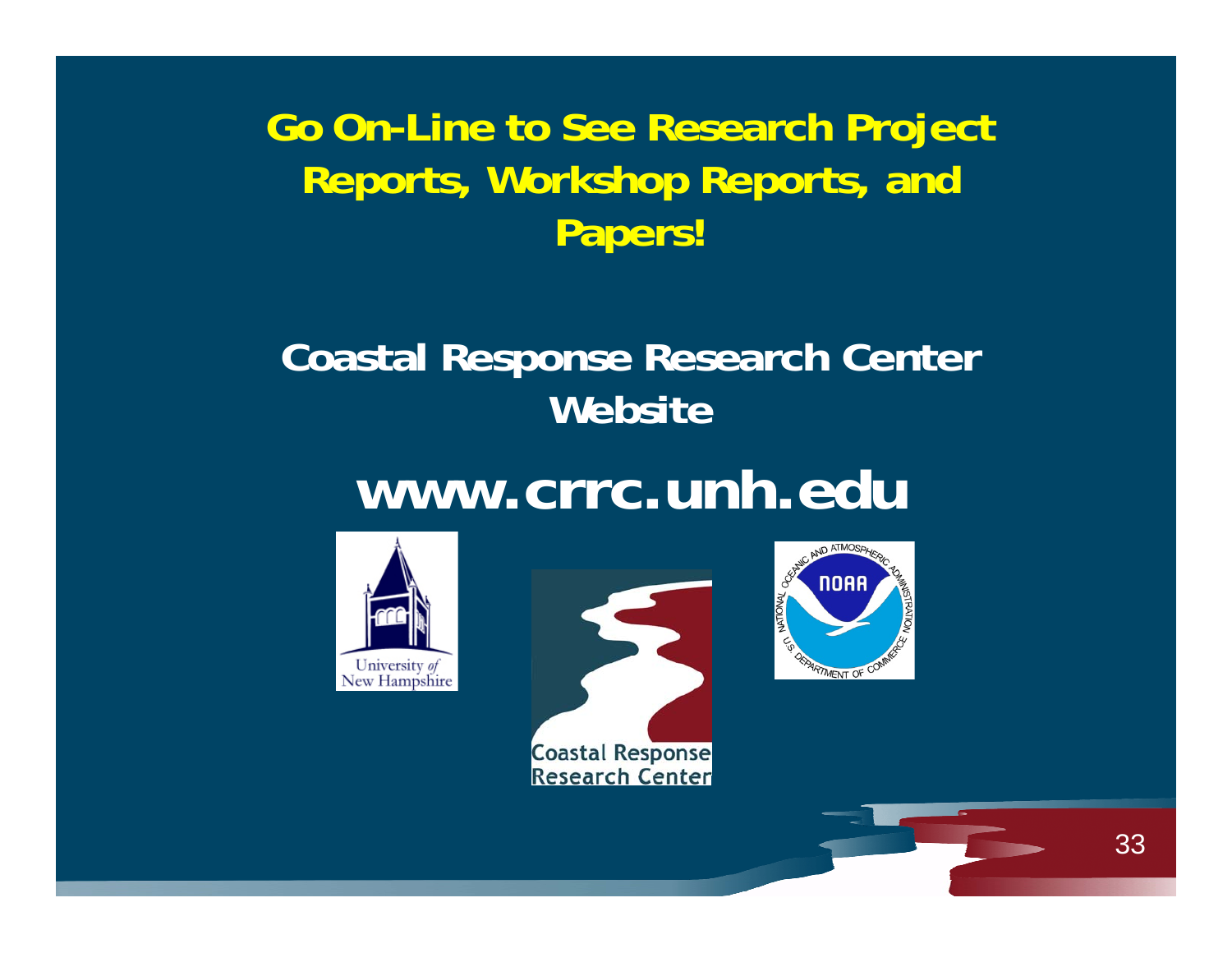# Go On-Line to See Research Project Reports, Workshop Reports, and Papers!

## Coastal Response Research Center Website

## www.crrc.unh.edu

University of New Hampshire

Coastal Response Research Center

NOAA — National Oceanic and Atmospheric Administration, U.S. Department of Commerce